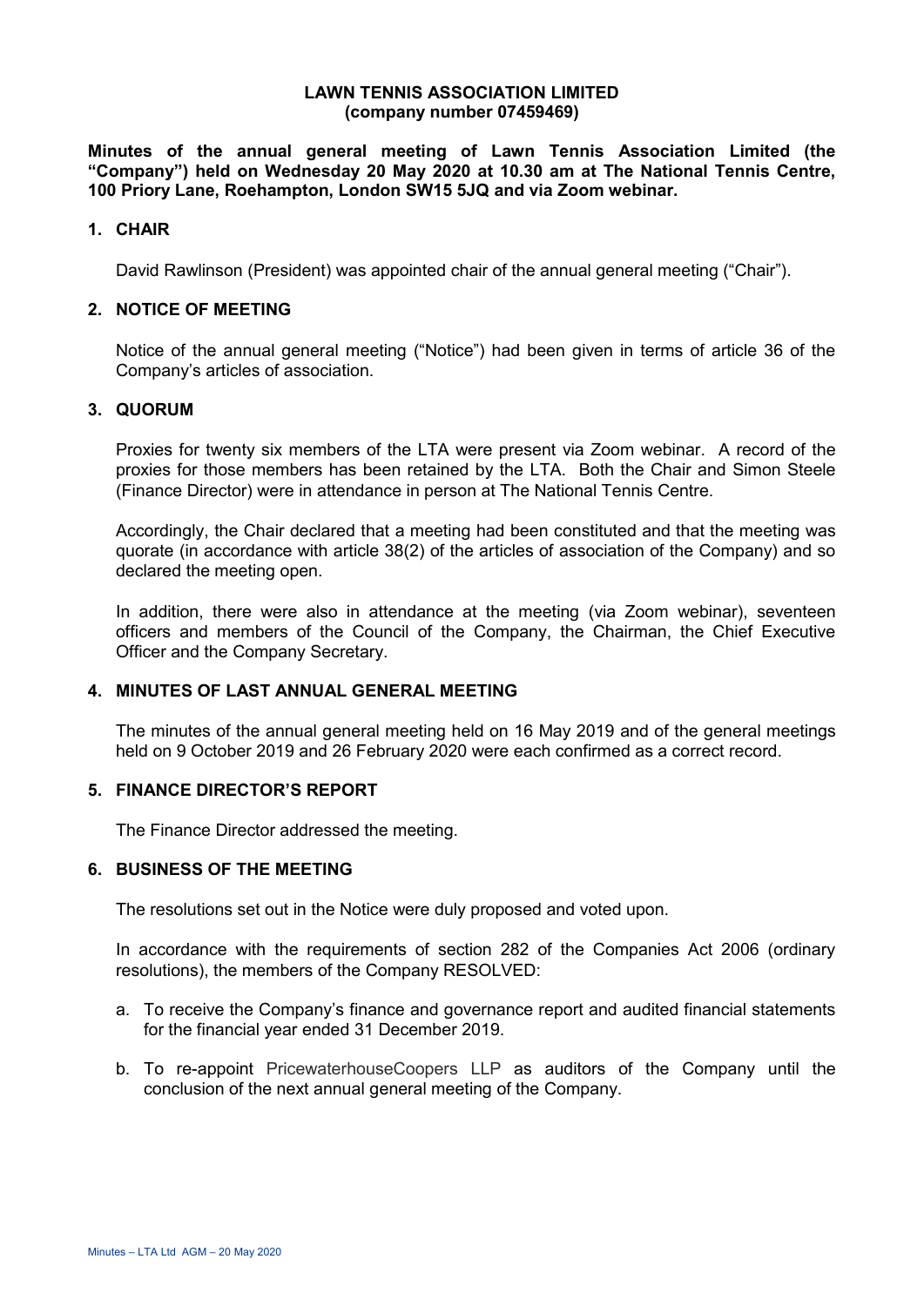**LAWN TENNIS ASSOCIATION LIMITED**
**(company number 07459469)**

**Minutes of the annual general meeting of Lawn Tennis Association Limited (the "Company") held on Wednesday 20 May 2020 at 10.30 am at The National Tennis Centre, 100 Priory Lane, Roehampton, London SW15 5JQ and via Zoom webinar.**

## 1. CHAIR

David Rawlinson (President) was appointed chair of the annual general meeting ("Chair").

## 2. NOTICE OF MEETING

Notice of the annual general meeting ("Notice") had been given in terms of article 36 of the Company's articles of association.

## 3. QUORUM

Proxies for twenty six members of the LTA were present via Zoom webinar. A record of the proxies for those members has been retained by the LTA. Both the Chair and Simon Steele (Finance Director) were in attendance in person at The National Tennis Centre.

Accordingly, the Chair declared that a meeting had been constituted and that the meeting was quorate (in accordance with article 38(2) of the articles of association of the Company) and so declared the meeting open.

In addition, there were also in attendance at the meeting (via Zoom webinar), seventeen officers and members of the Council of the Company, the Chairman, the Chief Executive Officer and the Company Secretary.

## 4. MINUTES OF LAST ANNUAL GENERAL MEETING

The minutes of the annual general meeting held on 16 May 2019 and of the general meetings held on 9 October 2019 and 26 February 2020 were each confirmed as a correct record.

## 5. FINANCE DIRECTOR'S REPORT

The Finance Director addressed the meeting.

## 6. BUSINESS OF THE MEETING

The resolutions set out in the Notice were duly proposed and voted upon.

In accordance with the requirements of section 282 of the Companies Act 2006 (ordinary resolutions), the members of the Company RESOLVED:

a. To receive the Company's finance and governance report and audited financial statements for the financial year ended 31 December 2019.

b. To re-appoint PricewaterhouseCoopers LLP as auditors of the Company until the conclusion of the next annual general meeting of the Company.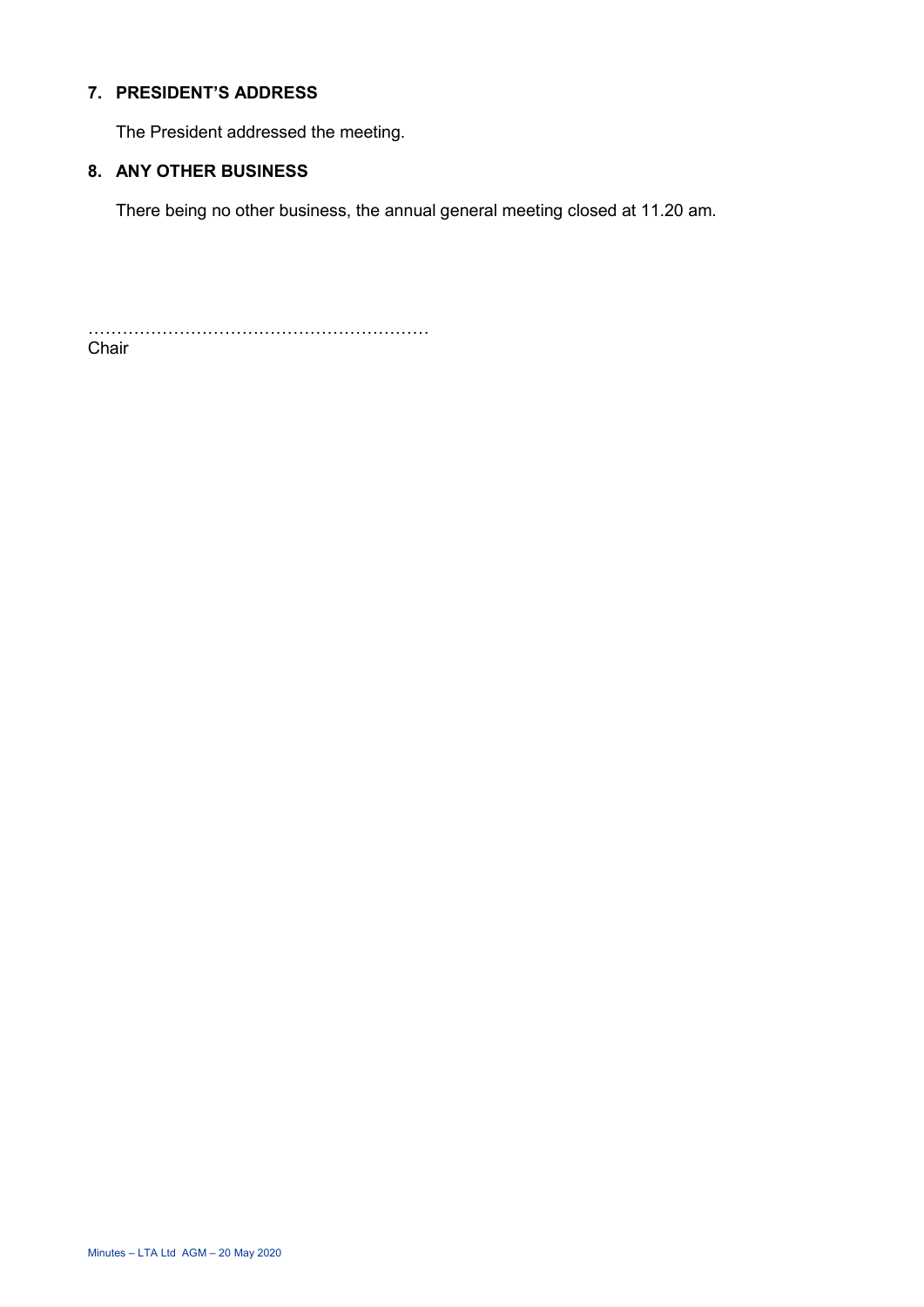## 7. PRESIDENT'S ADDRESS

The President addressed the meeting.

## 8. ANY OTHER BUSINESS

There being no other business, the annual general meeting closed at 11.20 am.

……………………………………………………
Chair